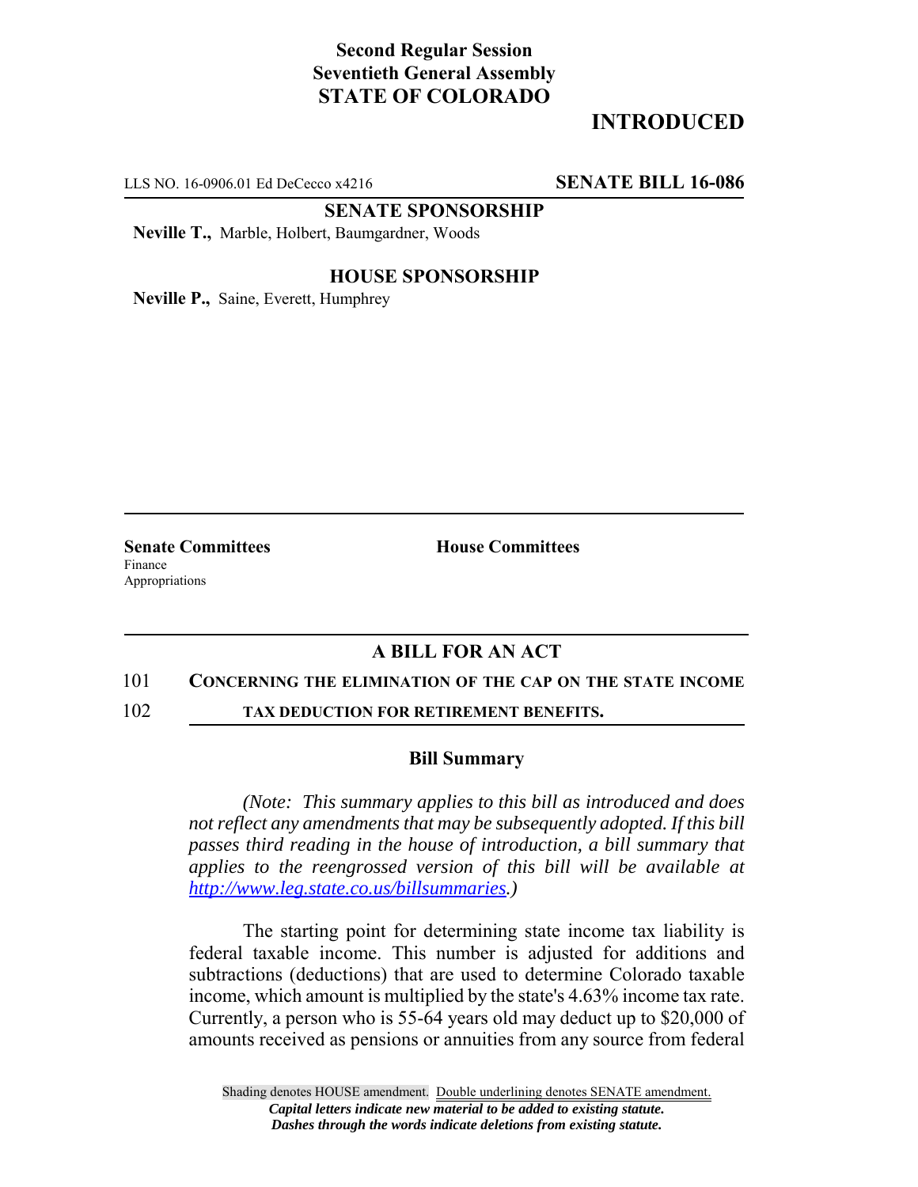**Second Regular Session**
**Seventieth General Assembly**
**STATE OF COLORADO**

**INTRODUCED**

LLS NO. 16-0906.01 Ed DeCecco x4216 **SENATE BILL 16-086**

**SENATE SPONSORSHIP**

**Neville T.,** Marble, Holbert, Baumgardner, Woods

**HOUSE SPONSORSHIP**

**Neville P.,** Saine, Everett, Humphrey

**Senate Committees**
Finance
Appropriations

**House Committees**

## A BILL FOR AN ACT

101 **CONCERNING THE ELIMINATION OF THE CAP ON THE STATE INCOME**
102 **TAX DEDUCTION FOR RETIREMENT BENEFITS.**

### Bill Summary

*(Note: This summary applies to this bill as introduced and does not reflect any amendments that may be subsequently adopted. If this bill passes third reading in the house of introduction, a bill summary that applies to the reengrossed version of this bill will be available at http://www.leg.state.co.us/billsummaries.)*

The starting point for determining state income tax liability is federal taxable income. This number is adjusted for additions and subtractions (deductions) that are used to determine Colorado taxable income, which amount is multiplied by the state's 4.63% income tax rate. Currently, a person who is 55-64 years old may deduct up to $20,000 of amounts received as pensions or annuities from any source from federal

Shading denotes HOUSE amendment. Double underlining denotes SENATE amendment.
*Capital letters indicate new material to be added to existing statute.*
*Dashes through the words indicate deletions from existing statute.*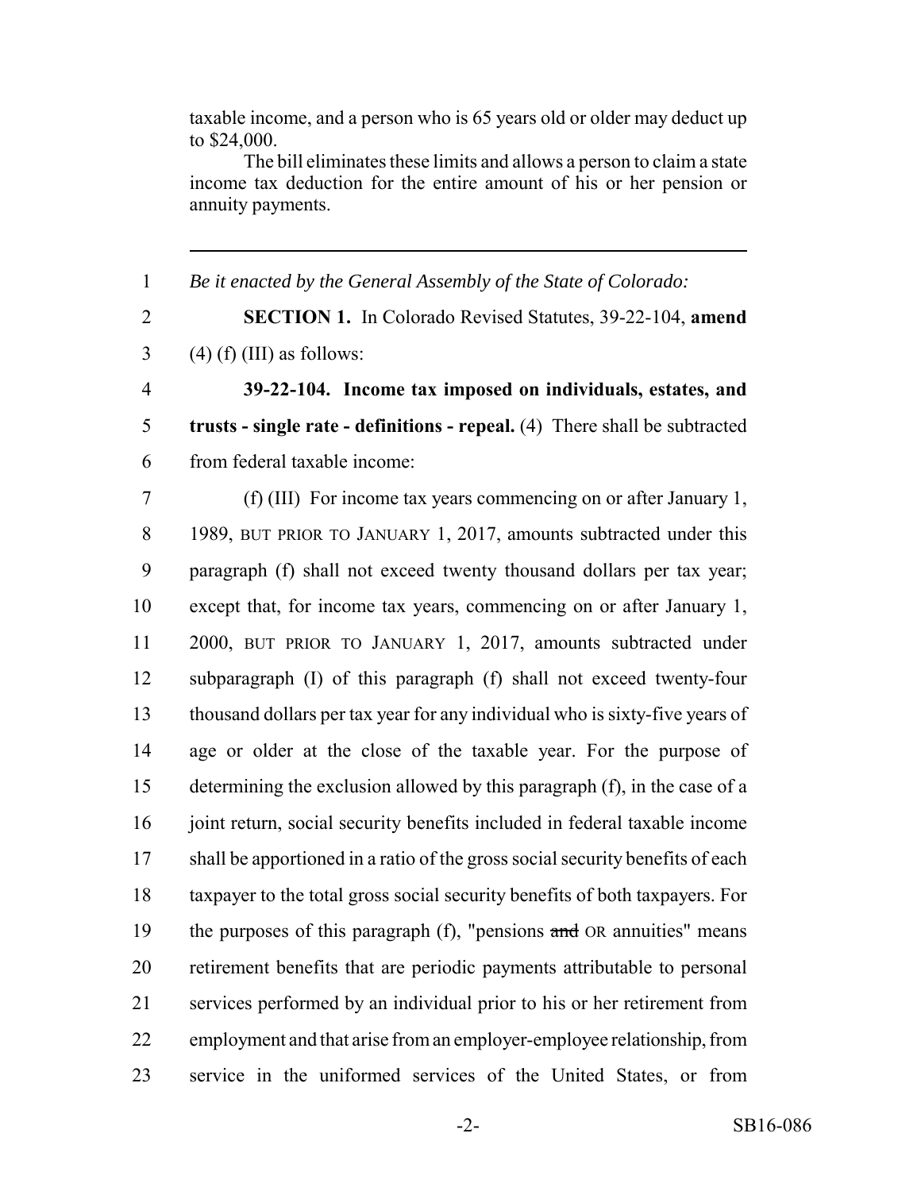taxable income, and a person who is 65 years old or older may deduct up to $24,000.

The bill eliminates these limits and allows a person to claim a state income tax deduction for the entire amount of his or her pension or annuity payments.

---

1 *Be it enacted by the General Assembly of the State of Colorado:*

2 **SECTION 1.** In Colorado Revised Statutes, 39-22-104, **amend**
3 (4) (f) (III) as follows:

4 **39-22-104. Income tax imposed on individuals, estates, and**
5 **trusts - single rate - definitions - repeal.** (4) There shall be subtracted
6 from federal taxable income:

7 (f) (III) For income tax years commencing on or after January 1,
8 1989, BUT PRIOR TO JANUARY 1, 2017, amounts subtracted under this
9 paragraph (f) shall not exceed twenty thousand dollars per tax year;
10 except that, for income tax years, commencing on or after January 1,
11 2000, BUT PRIOR TO JANUARY 1, 2017, amounts subtracted under
12 subparagraph (I) of this paragraph (f) shall not exceed twenty-four
13 thousand dollars per tax year for any individual who is sixty-five years of
14 age or older at the close of the taxable year. For the purpose of
15 determining the exclusion allowed by this paragraph (f), in the case of a
16 joint return, social security benefits included in federal taxable income
17 shall be apportioned in a ratio of the gross social security benefits of each
18 taxpayer to the total gross social security benefits of both taxpayers. For
19 the purposes of this paragraph (f), "pensions ~~and~~ OR annuities" means
20 retirement benefits that are periodic payments attributable to personal
21 services performed by an individual prior to his or her retirement from
22 employment and that arise from an employer-employee relationship, from
23 service in the uniformed services of the United States, or from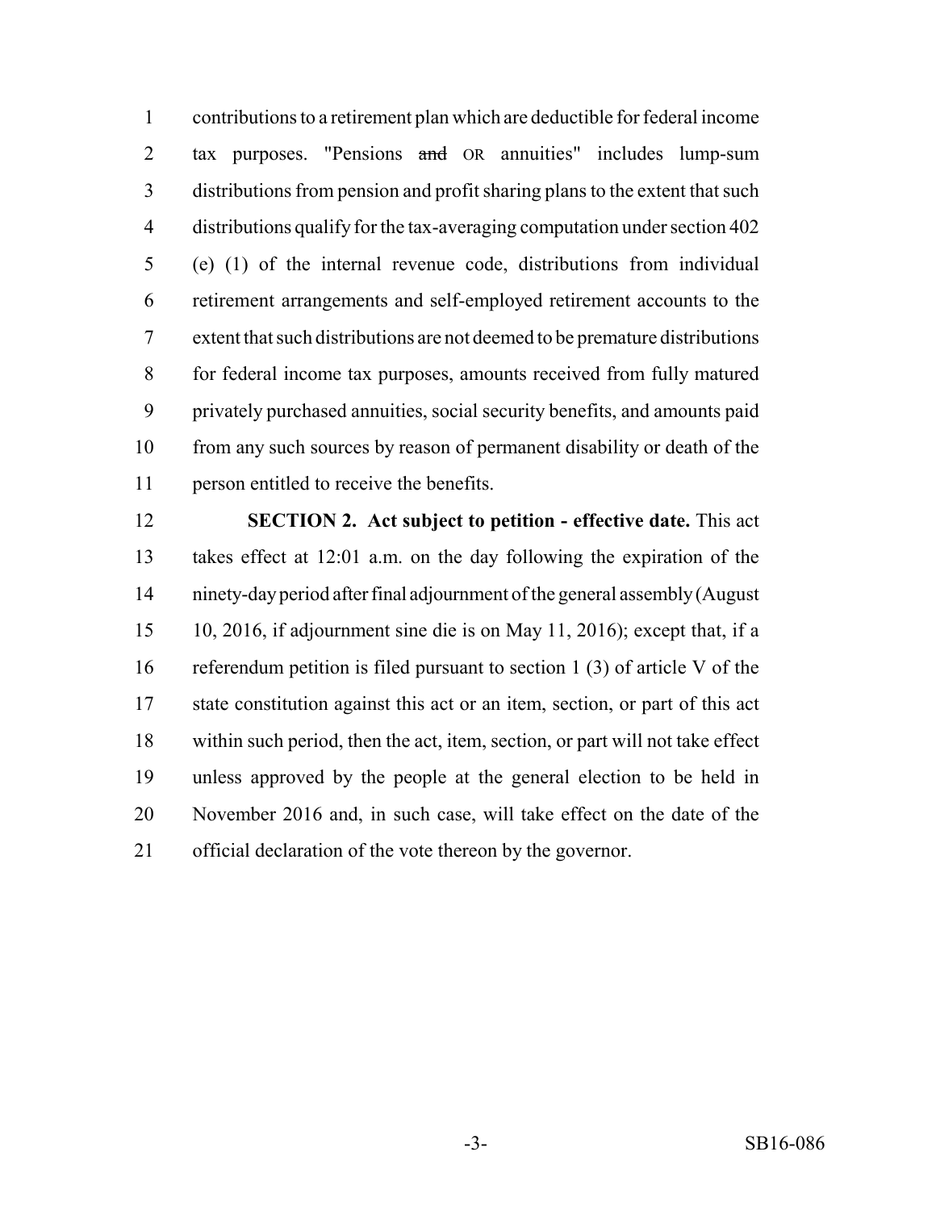contributions to a retirement plan which are deductible for federal income tax purposes. "Pensions ~~and~~ OR annuities" includes lump-sum distributions from pension and profit sharing plans to the extent that such distributions qualify for the tax-averaging computation under section 402 (e) (1) of the internal revenue code, distributions from individual retirement arrangements and self-employed retirement accounts to the extent that such distributions are not deemed to be premature distributions for federal income tax purposes, amounts received from fully matured privately purchased annuities, social security benefits, and amounts paid from any such sources by reason of permanent disability or death of the person entitled to receive the benefits.

**SECTION 2. Act subject to petition - effective date.** This act takes effect at 12:01 a.m. on the day following the expiration of the ninety-day period after final adjournment of the general assembly (August 10, 2016, if adjournment sine die is on May 11, 2016); except that, if a referendum petition is filed pursuant to section 1 (3) of article V of the state constitution against this act or an item, section, or part of this act within such period, then the act, item, section, or part will not take effect unless approved by the people at the general election to be held in November 2016 and, in such case, will take effect on the date of the official declaration of the vote thereon by the governor.